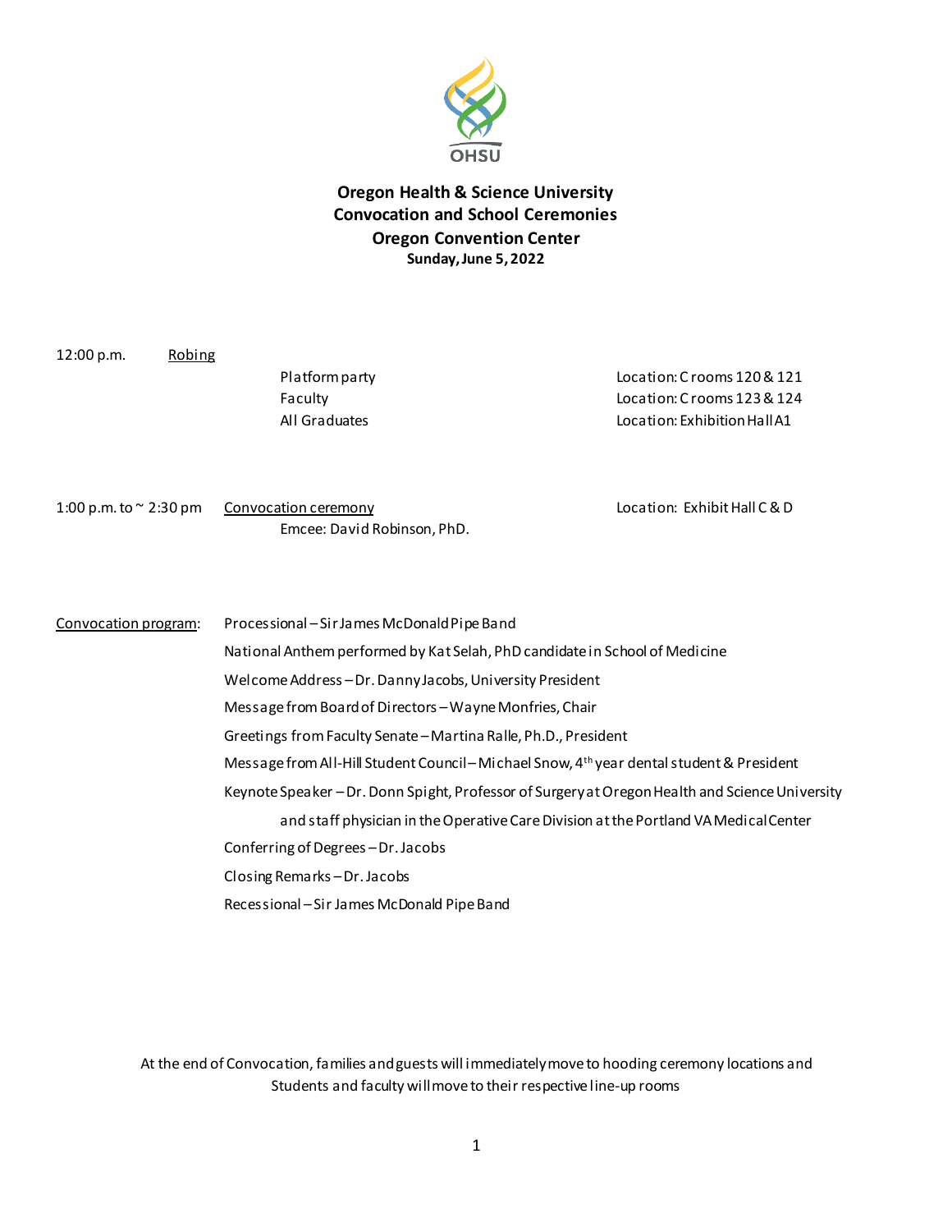OHSU

# Oregon Health & Science University
## Convocation and School Ceremonies
## Oregon Convention Center
**Sunday, June 5, 2022**

12:00 p.m. Robing

| | |
|---|---|
| Platform party | Location: C rooms 120 & 121 |
| Faculty | Location: C rooms 123 & 124 |
| All Graduates | Location: Exhibition Hall A1 |

1:00 p.m. to ~ 2:30 pm Convocation ceremony — Location: Exhibit Hall C & D

Emcee: David Robinson, PhD.

Convocation program:

- Processional – Sir James McDonald Pipe Band
- National Anthem performed by Kat Selah, PhD candidate in School of Medicine
- Welcome Address – Dr. Danny Jacobs, University President
- Message from Board of Directors – Wayne Monfries, Chair
- Greetings from Faculty Senate – Martina Ralle, Ph.D., President
- Message from All-Hill Student Council – Michael Snow, 4th year dental student & President
- Keynote Speaker – Dr. Donn Spight, Professor of Surgery at Oregon Health and Science University and staff physician in the Operative Care Division at the Portland VA Medical Center
- Conferring of Degrees – Dr. Jacobs
- Closing Remarks – Dr. Jacobs
- Recessional – Sir James McDonald Pipe Band

At the end of Convocation, families and guests will immediately move to hooding ceremony locations and Students and faculty will move to their respective line-up rooms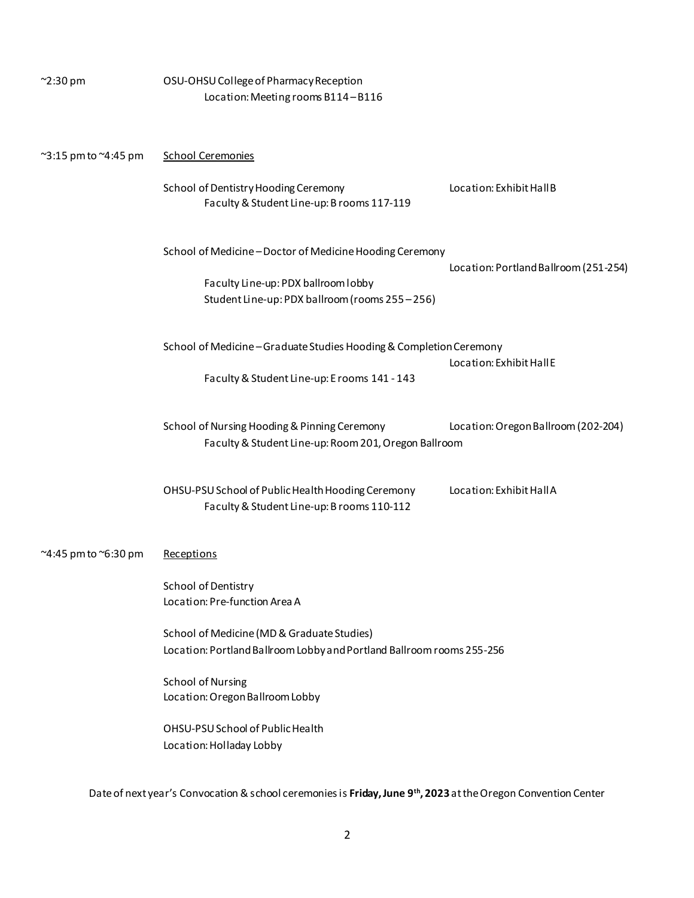~2:30 pm OSU-OHSU College of Pharmacy Reception
Location: Meeting rooms B114 – B116

~3:15 pm to ~4:45 pm <u>School Ceremonies</u>

School of Dentistry Hooding Ceremony — Location: Exhibit Hall B
Faculty & Student Line-up: B rooms 117-119

School of Medicine – Doctor of Medicine Hooding Ceremony — Location: Portland Ballroom (251-254)
Faculty Line-up: PDX ballroom lobby
Student Line-up: PDX ballroom (rooms 255 – 256)

School of Medicine – Graduate Studies Hooding & Completion Ceremony — Location: Exhibit Hall E
Faculty & Student Line-up: E rooms 141 - 143

School of Nursing Hooding & Pinning Ceremony — Location: Oregon Ballroom (202-204)
Faculty & Student Line-up: Room 201, Oregon Ballroom

OHSU-PSU School of Public Health Hooding Ceremony — Location: Exhibit Hall A
Faculty & Student Line-up: B rooms 110-112

~4:45 pm to ~6:30 pm <u>Receptions</u>

School of Dentistry
Location: Pre-function Area A

School of Medicine (MD & Graduate Studies)
Location: Portland Ballroom Lobby and Portland Ballroom rooms 255-256

School of Nursing
Location: Oregon Ballroom Lobby

OHSU-PSU School of Public Health
Location: Holladay Lobby

Date of next year's Convocation & school ceremonies is **Friday, June 9th, 2023** at the Oregon Convention Center